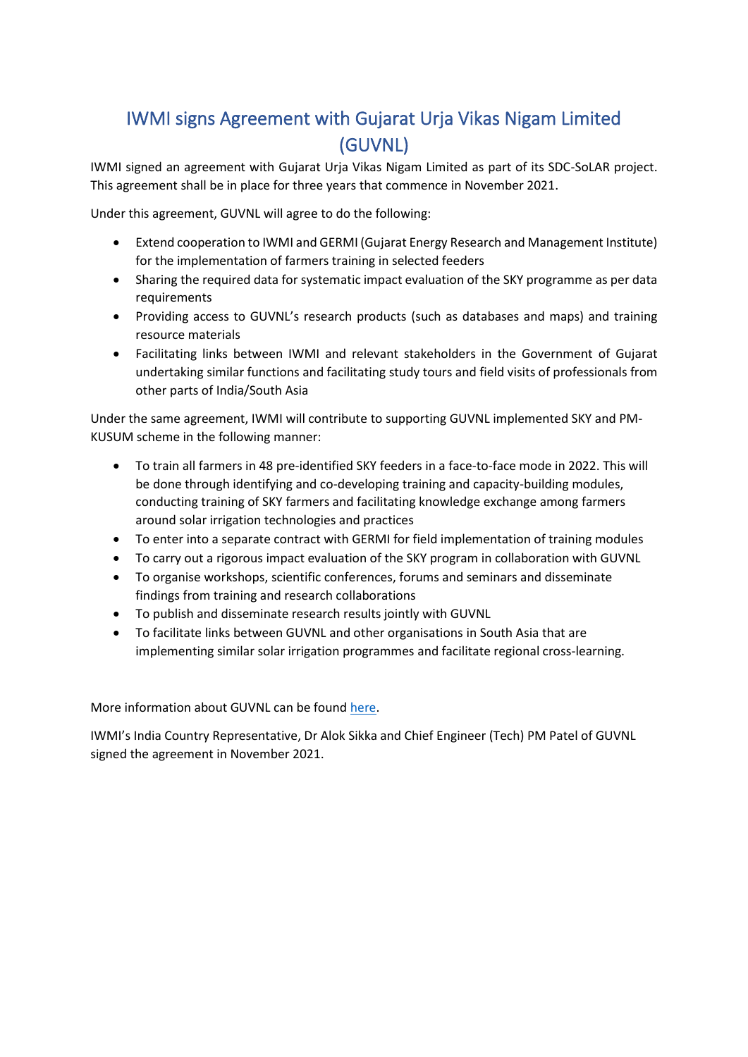# IWMI signs Agreement with Gujarat Urja Vikas Nigam Limited (GUVNL)

IWMI signed an agreement with Gujarat Urja Vikas Nigam Limited as part of its SDC-SoLAR project. This agreement shall be in place for three years that commence in November 2021.

Under this agreement, GUVNL will agree to do the following:

- Extend cooperation to IWMI and GERMI (Gujarat Energy Research and Management Institute) for the implementation of farmers training in selected feeders
- Sharing the required data for systematic impact evaluation of the SKY programme as per data requirements
- Providing access to GUVNL's research products (such as databases and maps) and training resource materials
- Facilitating links between IWMI and relevant stakeholders in the Government of Gujarat undertaking similar functions and facilitating study tours and field visits of professionals from other parts of India/South Asia

Under the same agreement, IWMI will contribute to supporting GUVNL implemented SKY and PM-KUSUM scheme in the following manner:

- To train all farmers in 48 pre-identified SKY feeders in a face-to-face mode in 2022. This will be done through identifying and co-developing training and capacity-building modules, conducting training of SKY farmers and facilitating knowledge exchange among farmers around solar irrigation technologies and practices
- To enter into a separate contract with GERMI for field implementation of training modules
- To carry out a rigorous impact evaluation of the SKY program in collaboration with GUVNL
- To organise workshops, scientific conferences, forums and seminars and disseminate findings from training and research collaborations
- To publish and disseminate research results jointly with GUVNL
- To facilitate links between GUVNL and other organisations in South Asia that are implementing similar solar irrigation programmes and facilitate regional cross-learning.

More information about GUVNL can be found here.

IWMI's India Country Representative, Dr Alok Sikka and Chief Engineer (Tech) PM Patel of GUVNL signed the agreement in November 2021.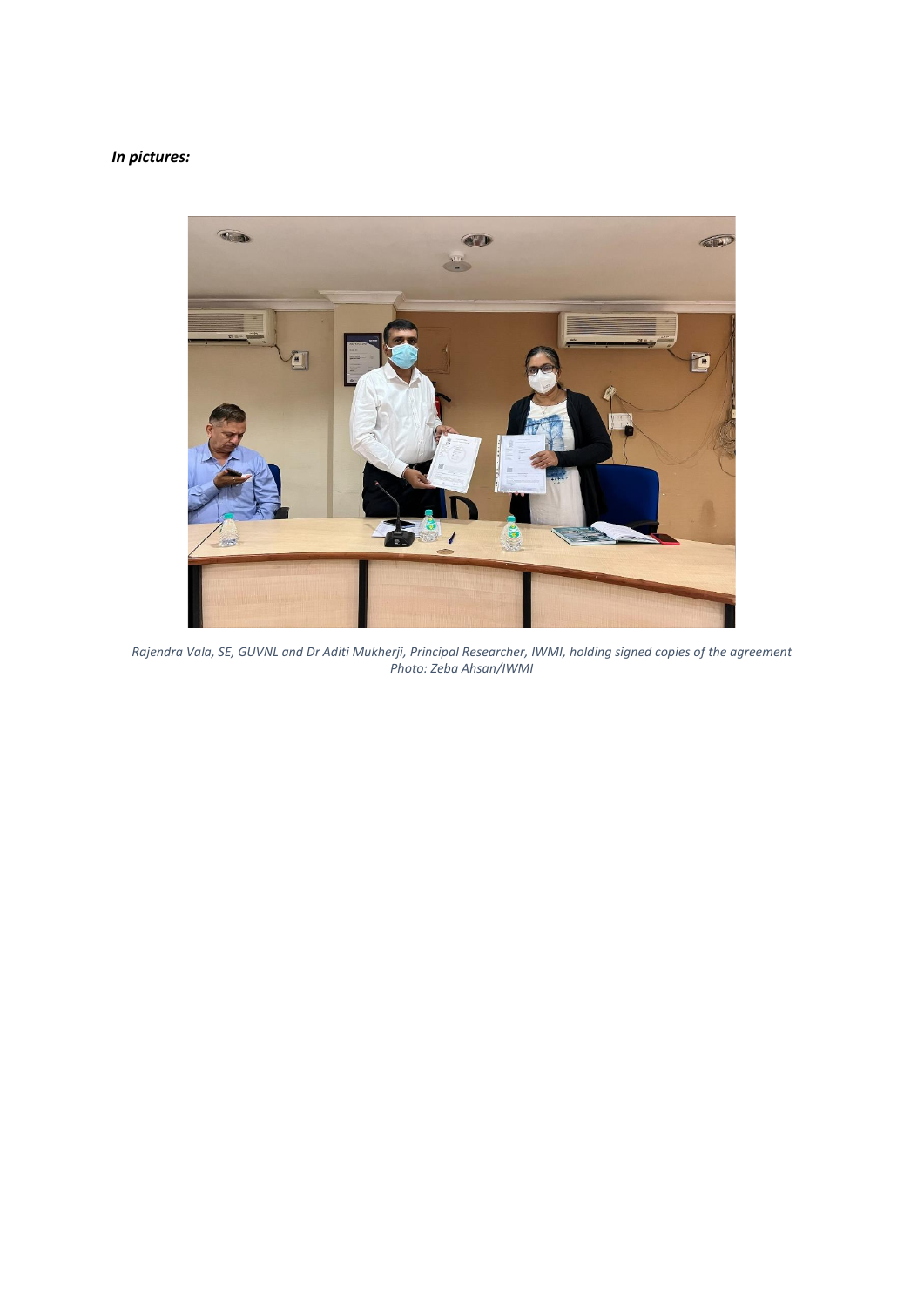***In pictures:***

*Rajendra Vala, SE, GUVNL and Dr Aditi Mukherji, Principal Researcher, IWMI, holding signed copies of the agreement*
*Photo: Zeba Ahsan/IWMI*